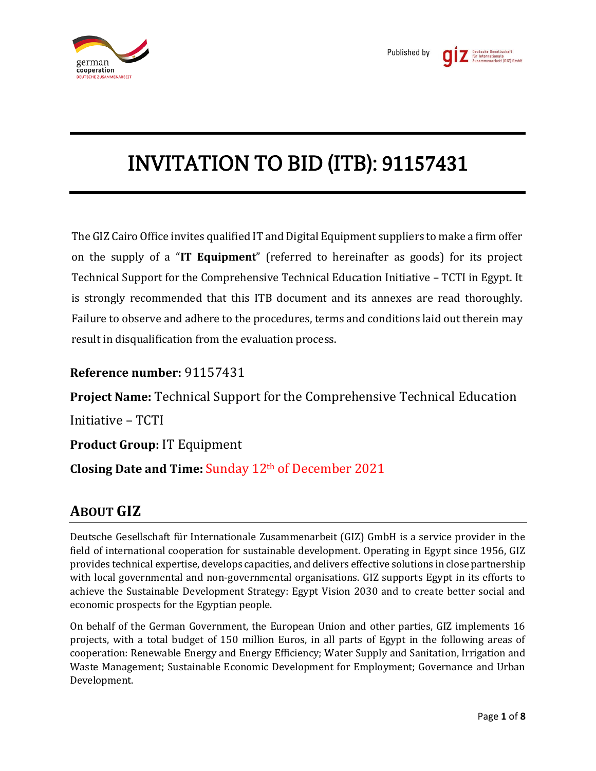# INVITATION TO BID (ITB): 91157431

The GIZ Cairo Office invites qualified IT and Digital Equipment suppliers to make a firm offer on the supply of a "**IT Equipment**" (referred to hereinafter as goods) for its project Technical Support for the Comprehensive Technical Education Initiative – TCTI in Egypt. It is strongly recommended that this ITB document and its annexes are read thoroughly. Failure to observe and adhere to the procedures, terms and conditions laid out therein may result in disqualification from the evaluation process.

**Reference number:** 91157431

**Project Name:** Technical Support for the Comprehensive Technical Education Initiative – TCTI

**Product Group:** IT Equipment

**Closing Date and Time:** Sunday 12th of December 2021

## ABOUT GIZ

Deutsche Gesellschaft für Internationale Zusammenarbeit (GIZ) GmbH is a service provider in the field of international cooperation for sustainable development. Operating in Egypt since 1956, GIZ provides technical expertise, develops capacities, and delivers effective solutions in close partnership with local governmental and non-governmental organisations. GIZ supports Egypt in its efforts to achieve the Sustainable Development Strategy: Egypt Vision 2030 and to create better social and economic prospects for the Egyptian people.

On behalf of the German Government, the European Union and other parties, GIZ implements 16 projects, with a total budget of 150 million Euros, in all parts of Egypt in the following areas of cooperation: Renewable Energy and Energy Efficiency; Water Supply and Sanitation, Irrigation and Waste Management; Sustainable Economic Development for Employment; Governance and Urban Development.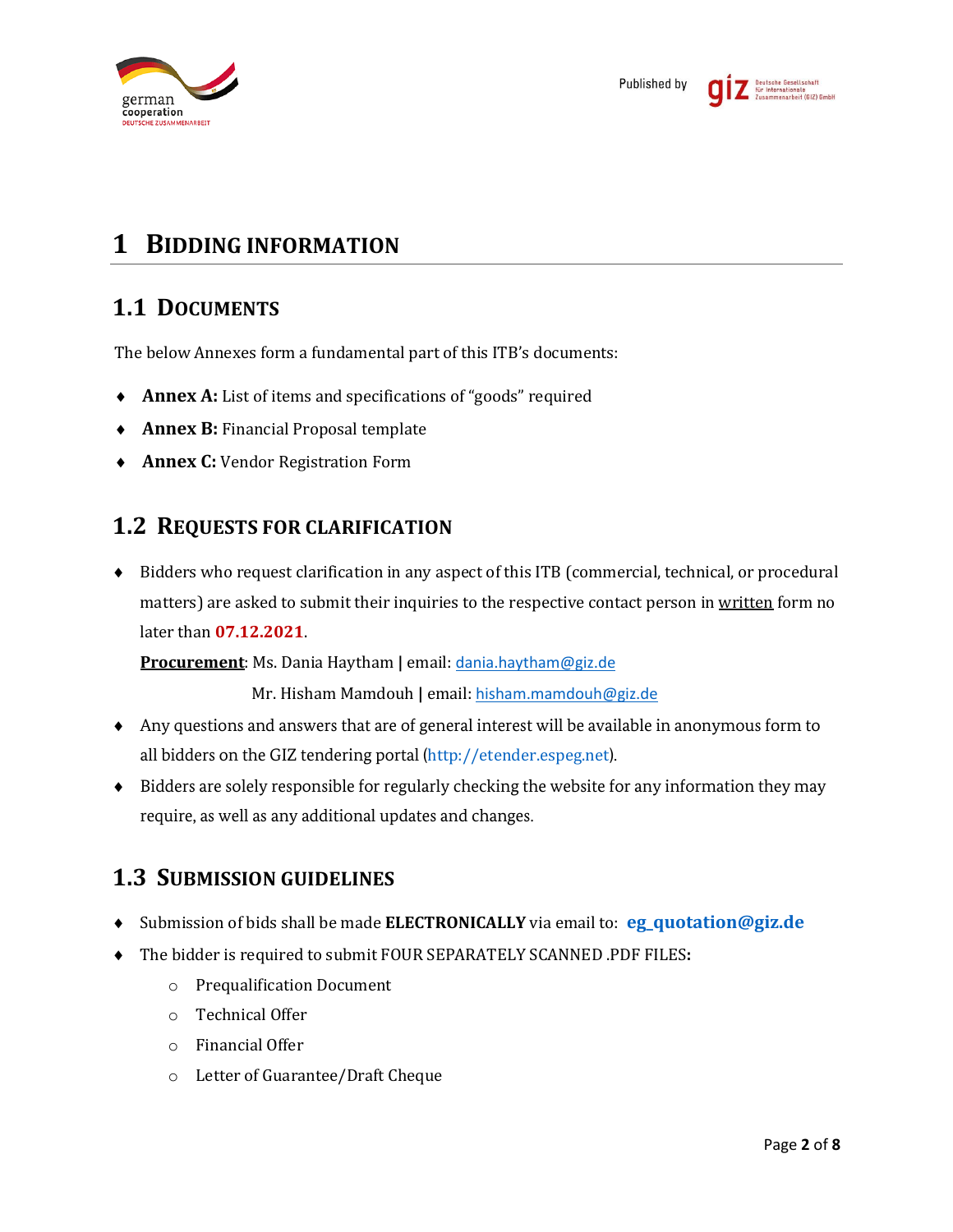# 1 Bidding Information

## 1.1 Documents

The below Annexes form a fundamental part of this ITB's documents:

- **Annex A:** List of items and specifications of "goods" required
- **Annex B:** Financial Proposal template
- **Annex C:** Vendor Registration Form

## 1.2 Requests for Clarification

- Bidders who request clarification in any aspect of this ITB (commercial, technical, or procedural matters) are asked to submit their inquiries to the respective contact person in written form no later than **07.12.2021**.

  **Procurement**: Ms. Dania Haytham | email: dania.haytham@giz.de

  Mr. Hisham Mamdouh | email: hisham.mamdouh@giz.de

- Any questions and answers that are of general interest will be available in anonymous form to all bidders on the GIZ tendering portal (http://etender.espeg.net).
- Bidders are solely responsible for regularly checking the website for any information they may require, as well as any additional updates and changes.

## 1.3 Submission Guidelines

- Submission of bids shall be made **ELECTRONICALLY** via email to: **eg_quotation@giz.de**
- The bidder is required to submit FOUR SEPARATELY SCANNED .PDF FILES**:**
  - Prequalification Document
  - Technical Offer
  - Financial Offer
  - Letter of Guarantee/Draft Cheque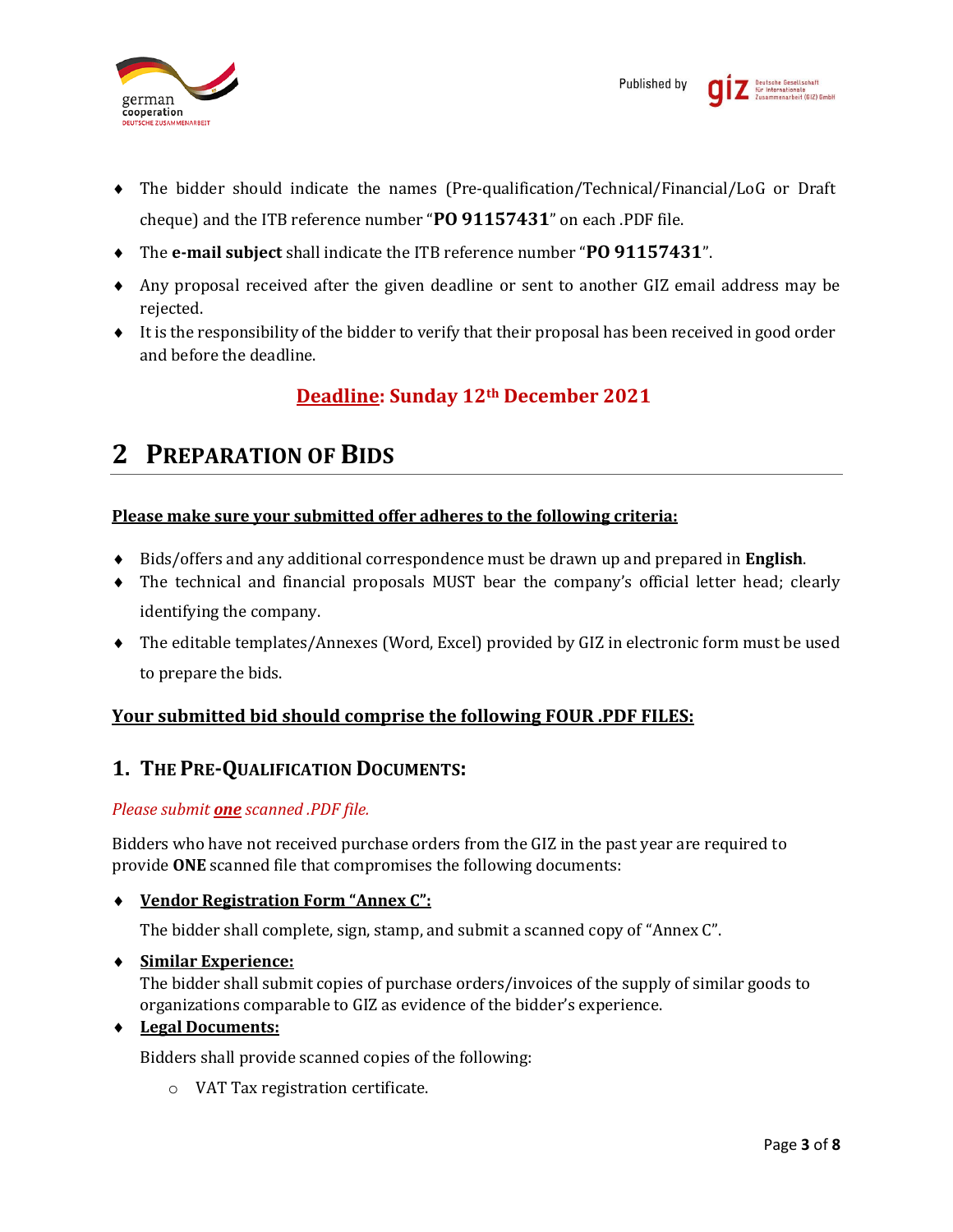- The bidder should indicate the names (Pre-qualification/Technical/Financial/LoG or Draft cheque) and the ITB reference number "**PO 91157431**" on each .PDF file.
- The **e-mail subject** shall indicate the ITB reference number "**PO 91157431**".
- Any proposal received after the given deadline or sent to another GIZ email address may be rejected.
- It is the responsibility of the bidder to verify that their proposal has been received in good order and before the deadline.

**Deadline: Sunday 12th December 2021**

# 2 Preparation of Bids

**Please make sure your submitted offer adheres to the following criteria:**

- Bids/offers and any additional correspondence must be drawn up and prepared in **English**.
- The technical and financial proposals MUST bear the company's official letter head; clearly identifying the company.
- The editable templates/Annexes (Word, Excel) provided by GIZ in electronic form must be used to prepare the bids.

**Your submitted bid should comprise the following FOUR .PDF FILES:**

## 1. The Pre-Qualification Documents:

*Please submit **one** scanned .PDF file.*

Bidders who have not received purchase orders from the GIZ in the past year are required to provide **ONE** scanned file that compromises the following documents:

- **Vendor Registration Form "Annex C":**

  The bidder shall complete, sign, stamp, and submit a scanned copy of "Annex C".

- **Similar Experience:**

  The bidder shall submit copies of purchase orders/invoices of the supply of similar goods to organizations comparable to GIZ as evidence of the bidder's experience.

- **Legal Documents:**

  Bidders shall provide scanned copies of the following:

  - VAT Tax registration certificate.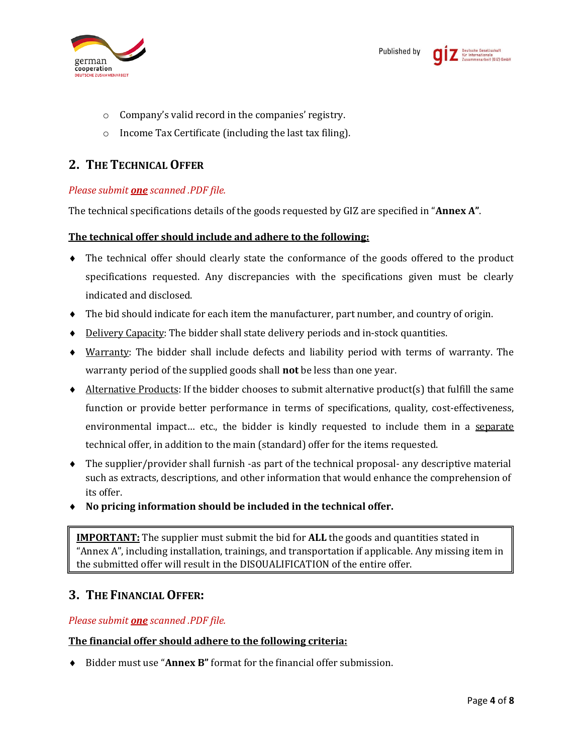- Company's valid record in the companies' registry.
- Income Tax Certificate (including the last tax filing).

## 2. The Technical Offer

*Please submit **one** scanned .PDF file.*

The technical specifications details of the goods requested by GIZ are specified in "**Annex A**".

**The technical offer should include and adhere to the following:**

- The technical offer should clearly state the conformance of the goods offered to the product specifications requested. Any discrepancies with the specifications given must be clearly indicated and disclosed.
- The bid should indicate for each item the manufacturer, part number, and country of origin.
- Delivery Capacity: The bidder shall state delivery periods and in-stock quantities.
- Warranty: The bidder shall include defects and liability period with terms of warranty. The warranty period of the supplied goods shall **not** be less than one year.
- Alternative Products: If the bidder chooses to submit alternative product(s) that fulfill the same function or provide better performance in terms of specifications, quality, cost-effectiveness, environmental impact… etc., the bidder is kindly requested to include them in a separate technical offer, in addition to the main (standard) offer for the items requested.
- The supplier/provider shall furnish -as part of the technical proposal- any descriptive material such as extracts, descriptions, and other information that would enhance the comprehension of its offer.
- **No pricing information should be included in the technical offer.**

> **IMPORTANT:** The supplier must submit the bid for **ALL** the goods and quantities stated in "Annex A", including installation, trainings, and transportation if applicable. Any missing item in the submitted offer will result in the DISQUALIFICATION of the entire offer.

## 3. The Financial Offer:

*Please submit **one** scanned .PDF file.*

**The financial offer should adhere to the following criteria:**

- Bidder must use "**Annex B"** format for the financial offer submission.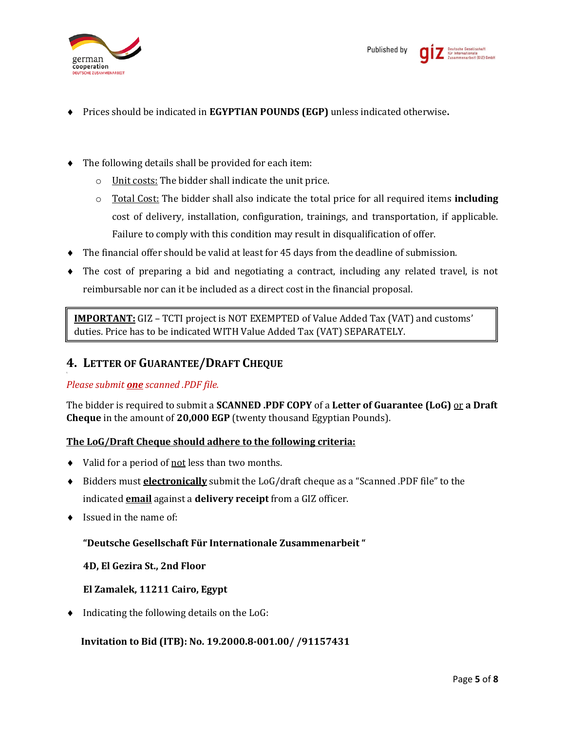- Prices should be indicated in **EGYPTIAN POUNDS (EGP)** unless indicated otherwise**.**

- The following details shall be provided for each item:
  - Unit costs: The bidder shall indicate the unit price.
  - Total Cost: The bidder shall also indicate the total price for all required items **including** cost of delivery, installation, configuration, trainings, and transportation, if applicable. Failure to comply with this condition may result in disqualification of offer.
- The financial offer should be valid at least for 45 days from the deadline of submission.
- The cost of preparing a bid and negotiating a contract, including any related travel, is not reimbursable nor can it be included as a direct cost in the financial proposal.

| **IMPORTANT:** GIZ – TCTI project is NOT EXEMPTED of Value Added Tax (VAT) and customs' duties. Price has to be indicated WITH Value Added Tax (VAT) SEPARATELY. |
|---|

## 4. Letter of Guarantee/Draft Cheque

*Please submit **one** scanned .PDF file.*

The bidder is required to submit a **SCANNED .PDF COPY** of a **Letter of Guarantee (LoG)** or **a Draft Cheque** in the amount of **20,000 EGP** (twenty thousand Egyptian Pounds).

**The LoG/Draft Cheque should adhere to the following criteria:**

- Valid for a period of not less than two months.
- Bidders must **electronically** submit the LoG/draft cheque as a "Scanned .PDF file" to the indicated **email** against a **delivery receipt** from a GIZ officer.
- Issued in the name of:

  **"Deutsche Gesellschaft Für Internationale Zusammenarbeit "**

  **4D, El Gezira St., 2nd Floor**

  **El Zamalek, 11211 Cairo, Egypt**

- Indicating the following details on the LoG:

  **Invitation to Bid (ITB): No. 19.2000.8-001.00/ /91157431**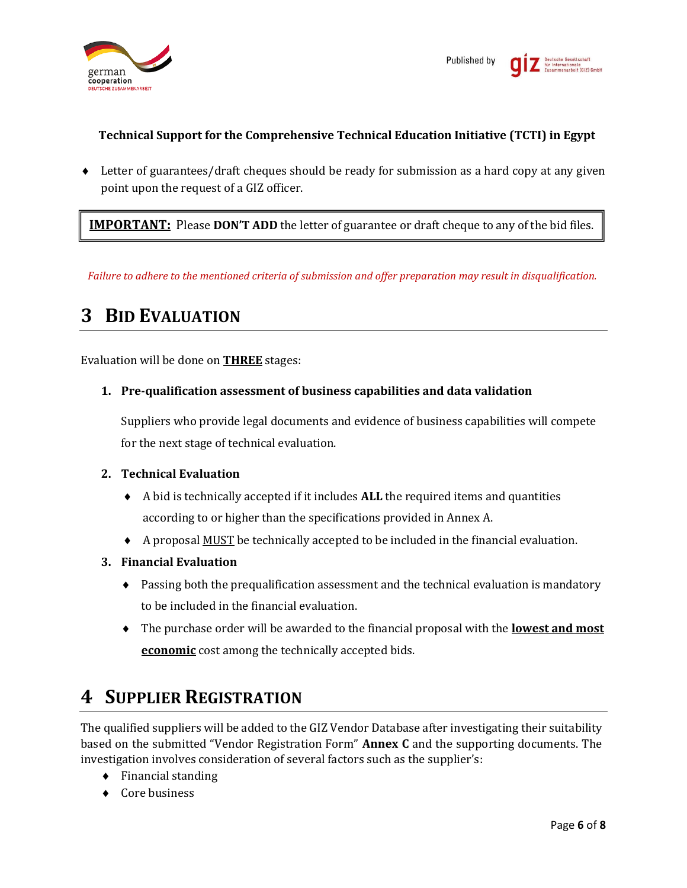- Letter of guarantees/draft cheques should be ready for submission as a hard copy at any given point upon the request of a GIZ officer.

> **IMPORTANT:** Please **DON'T ADD** the letter of guarantee or draft cheque to any of the bid files.

*Failure to adhere to the mentioned criteria of submission and offer preparation may result in disqualification.*

# 3 Bid Evaluation

Evaluation will be done on **THREE** stages:

1. **Pre-qualification assessment of business capabilities and data validation**

   Suppliers who provide legal documents and evidence of business capabilities will compete for the next stage of technical evaluation.

2. **Technical Evaluation**
   - A bid is technically accepted if it includes **ALL** the required items and quantities according to or higher than the specifications provided in Annex A.
   - A proposal MUST be technically accepted to be included in the financial evaluation.

3. **Financial Evaluation**
   - Passing both the prequalification assessment and the technical evaluation is mandatory to be included in the financial evaluation.
   - The purchase order will be awarded to the financial proposal with the **lowest and most economic** cost among the technically accepted bids.

# 4 Supplier Registration

The qualified suppliers will be added to the GIZ Vendor Database after investigating their suitability based on the submitted "Vendor Registration Form" **Annex C** and the supporting documents. The investigation involves consideration of several factors such as the supplier's:

- Financial standing
- Core business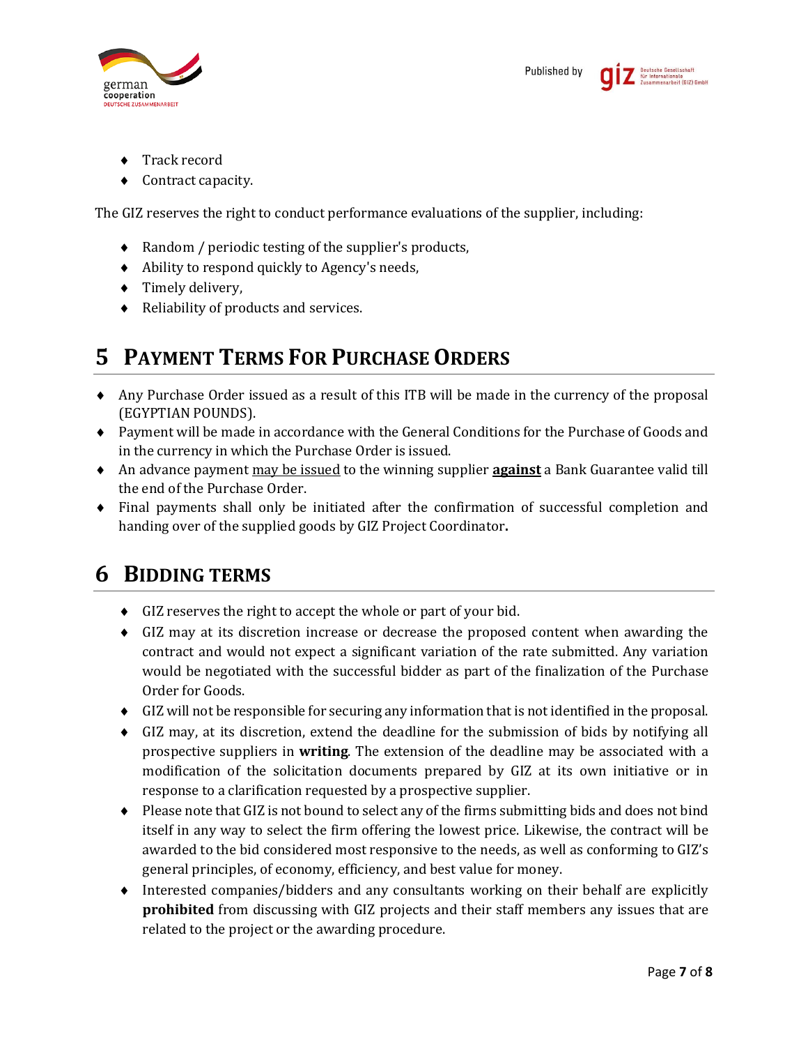- Track record
- Contract capacity.

The GIZ reserves the right to conduct performance evaluations of the supplier, including:

- Random / periodic testing of the supplier's products,
- Ability to respond quickly to Agency's needs,
- Timely delivery,
- Reliability of products and services.

# 5 PAYMENT TERMS FOR PURCHASE ORDERS

- Any Purchase Order issued as a result of this ITB will be made in the currency of the proposal (EGYPTIAN POUNDS).
- Payment will be made in accordance with the General Conditions for the Purchase of Goods and in the currency in which the Purchase Order is issued.
- An advance payment may be issued to the winning supplier **against** a Bank Guarantee valid till the end of the Purchase Order.
- Final payments shall only be initiated after the confirmation of successful completion and handing over of the supplied goods by GIZ Project Coordinator**.**

# 6 BIDDING TERMS

- GIZ reserves the right to accept the whole or part of your bid.
- GIZ may at its discretion increase or decrease the proposed content when awarding the contract and would not expect a significant variation of the rate submitted. Any variation would be negotiated with the successful bidder as part of the finalization of the Purchase Order for Goods.
- GIZ will not be responsible for securing any information that is not identified in the proposal.
- GIZ may, at its discretion, extend the deadline for the submission of bids by notifying all prospective suppliers in **writing**. The extension of the deadline may be associated with a modification of the solicitation documents prepared by GIZ at its own initiative or in response to a clarification requested by a prospective supplier.
- Please note that GIZ is not bound to select any of the firms submitting bids and does not bind itself in any way to select the firm offering the lowest price. Likewise, the contract will be awarded to the bid considered most responsive to the needs, as well as conforming to GIZ's general principles, of economy, efficiency, and best value for money.
- Interested companies/bidders and any consultants working on their behalf are explicitly **prohibited** from discussing with GIZ projects and their staff members any issues that are related to the project or the awarding procedure.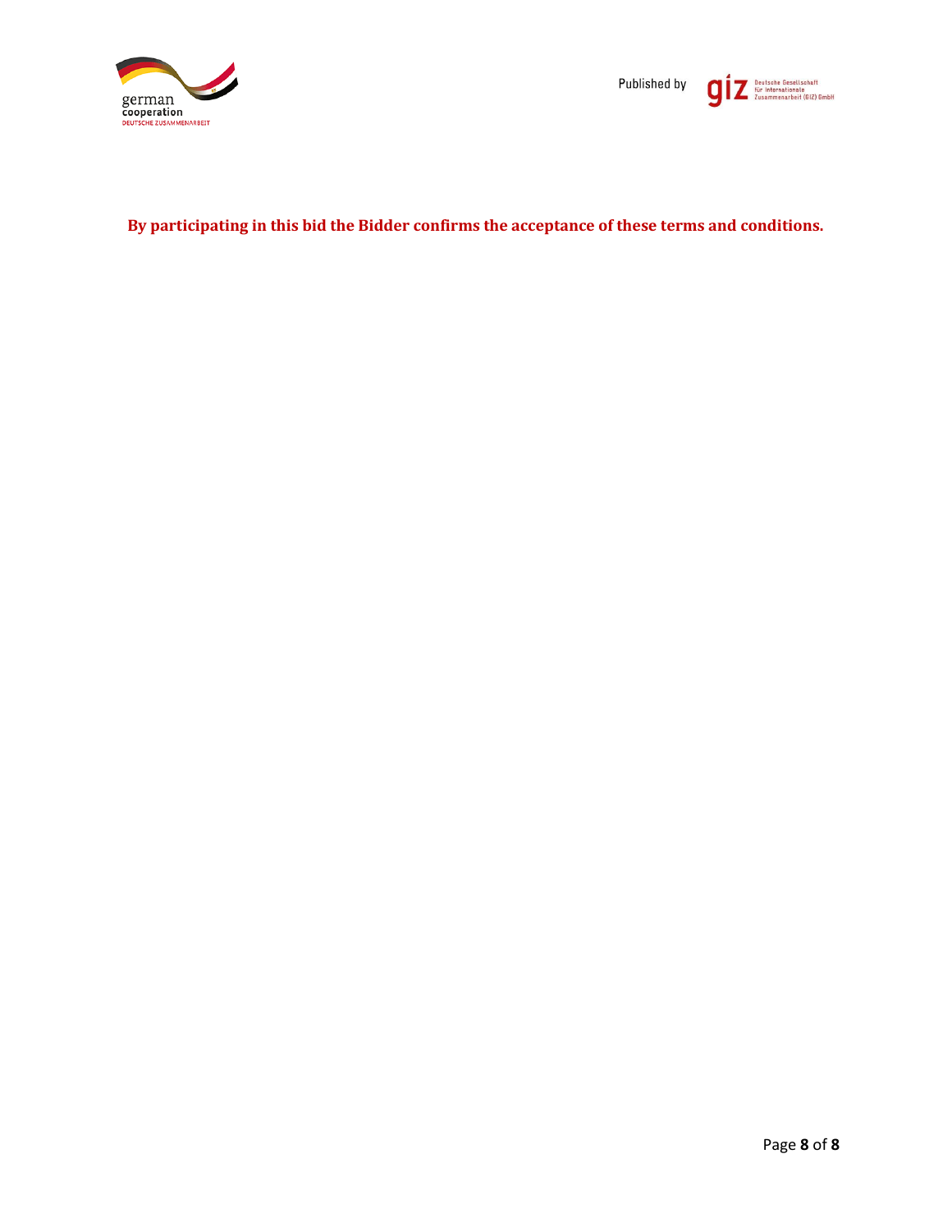**By participating in this bid the Bidder confirms the acceptance of these terms and conditions.**